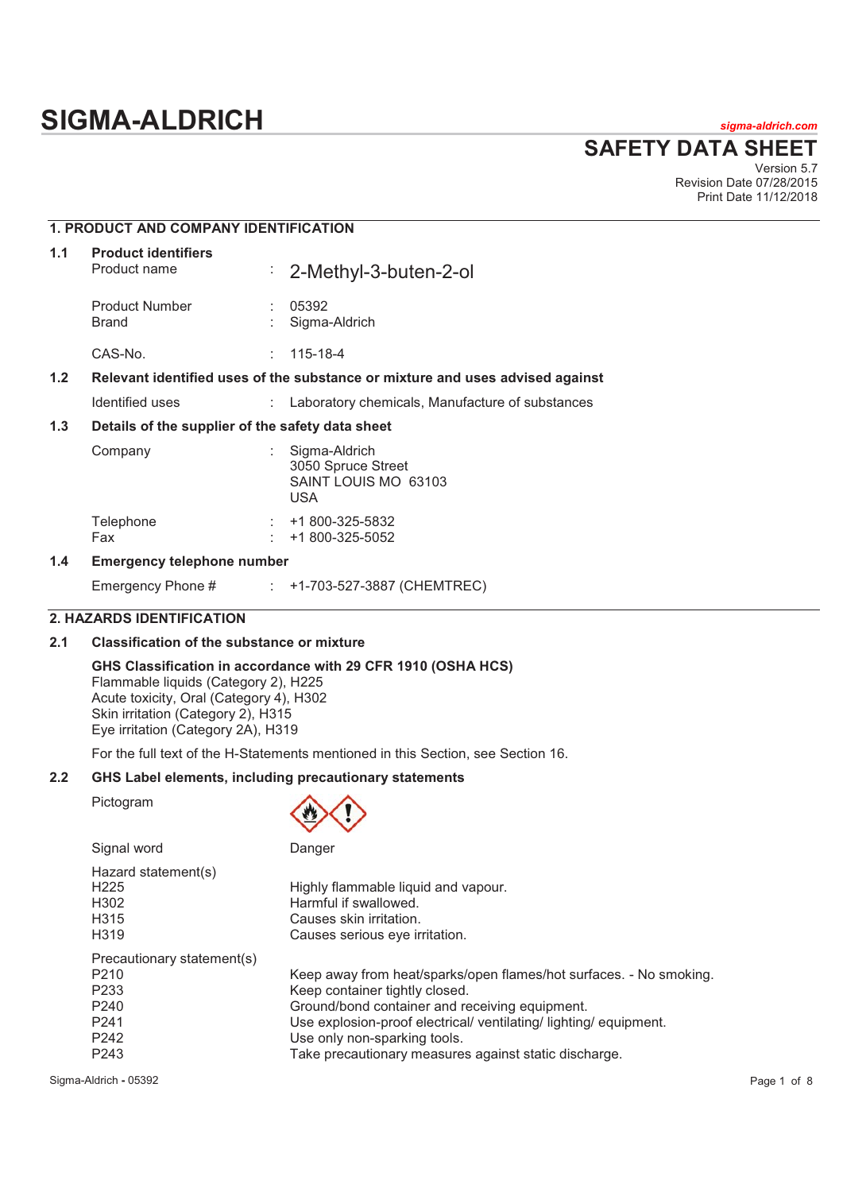# SIGMA-ALDRICH

sigma-aldrich.com

# SAFETY DATA SHEET

Version 5.7
Revision Date 07/28/2015
Print Date 11/12/2018

## 1. PRODUCT AND COMPANY IDENTIFICATION

### 1.1 Product identifiers

| | | |
|---|---|---|
| Product name | : | 2-Methyl-3-buten-2-ol |
| Product Number | : | 05392 |
| Brand | : | Sigma-Aldrich |
| CAS-No. | : | 115-18-4 |

### 1.2 Relevant identified uses of the substance or mixture and uses advised against

| | | |
|---|---|---|
| Identified uses | : | Laboratory chemicals, Manufacture of substances |

### 1.3 Details of the supplier of the safety data sheet

| | | |
|---|---|---|
| Company | : | Sigma-Aldrich<br>3050 Spruce Street<br>SAINT LOUIS MO 63103<br>USA |
| Telephone | : | +1 800-325-5832 |
| Fax | : | +1 800-325-5052 |

### 1.4 Emergency telephone number

| | | |
|---|---|---|
| Emergency Phone # | : | +1-703-527-3887 (CHEMTREC) |

## 2. HAZARDS IDENTIFICATION

### 2.1 Classification of the substance or mixture

**GHS Classification in accordance with 29 CFR 1910 (OSHA HCS)**
Flammable liquids (Category 2), H225
Acute toxicity, Oral (Category 4), H302
Skin irritation (Category 2), H315
Eye irritation (Category 2A), H319

For the full text of the H-Statements mentioned in this Section, see Section 16.

### 2.2 GHS Label elements, including precautionary statements

Pictogram

Signal word: Danger

Hazard statement(s)

| | |
|---|---|
| H225 | Highly flammable liquid and vapour. |
| H302 | Harmful if swallowed. |
| H315 | Causes skin irritation. |
| H319 | Causes serious eye irritation. |

Precautionary statement(s)

| | |
|---|---|
| P210 | Keep away from heat/sparks/open flames/hot surfaces. - No smoking. |
| P233 | Keep container tightly closed. |
| P240 | Ground/bond container and receiving equipment. |
| P241 | Use explosion-proof electrical/ ventilating/ lighting/ equipment. |
| P242 | Use only non-sparking tools. |
| P243 | Take precautionary measures against static discharge. |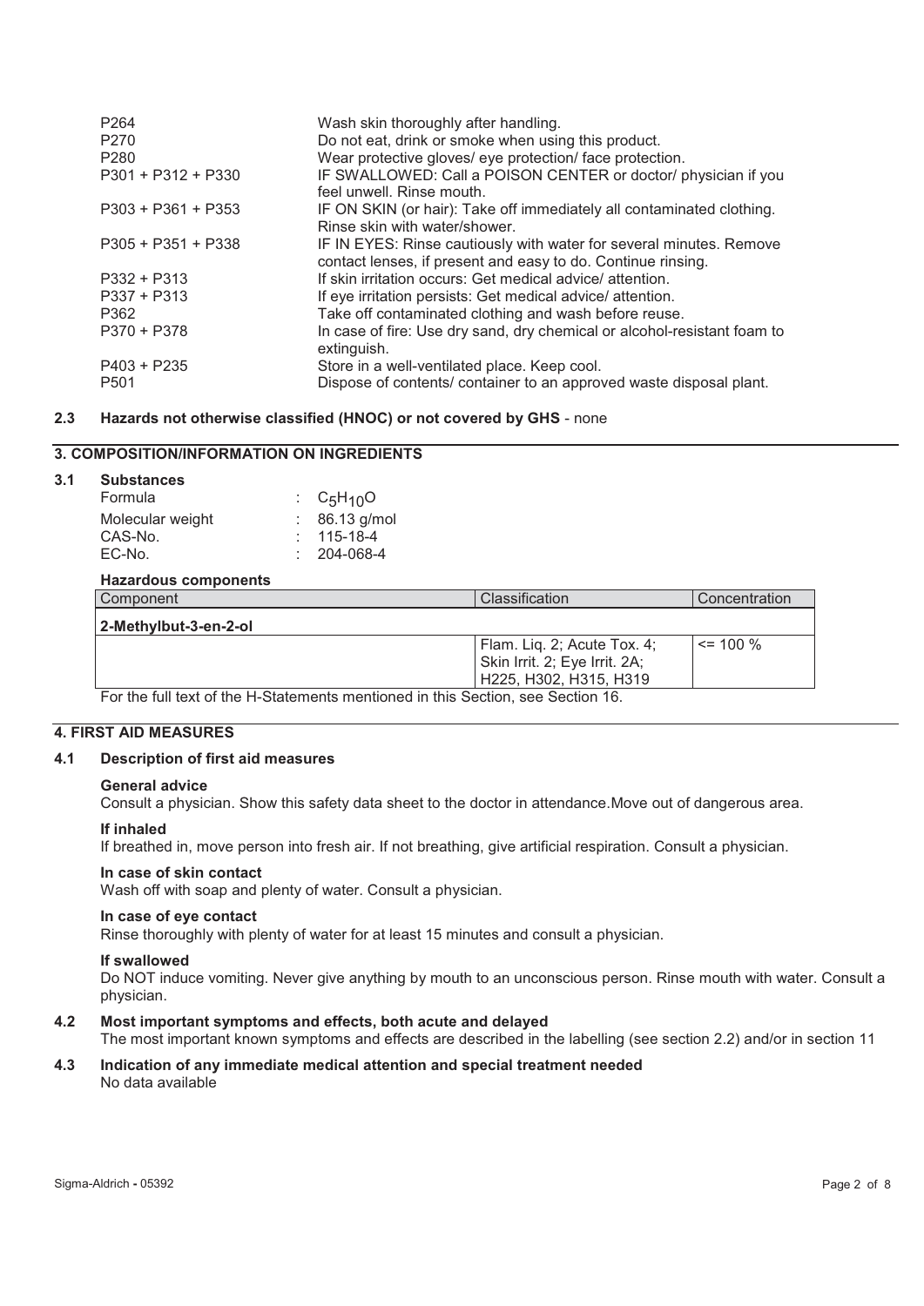| | |
|---|---|
| P264 | Wash skin thoroughly after handling. |
| P270 | Do not eat, drink or smoke when using this product. |
| P280 | Wear protective gloves/ eye protection/ face protection. |
| P301 + P312 + P330 | IF SWALLOWED: Call a POISON CENTER or doctor/ physician if you feel unwell. Rinse mouth. |
| P303 + P361 + P353 | IF ON SKIN (or hair): Take off immediately all contaminated clothing. Rinse skin with water/shower. |
| P305 + P351 + P338 | IF IN EYES: Rinse cautiously with water for several minutes. Remove contact lenses, if present and easy to do. Continue rinsing. |
| P332 + P313 | If skin irritation occurs: Get medical advice/ attention. |
| P337 + P313 | If eye irritation persists: Get medical advice/ attention. |
| P362 | Take off contaminated clothing and wash before reuse. |
| P370 + P378 | In case of fire: Use dry sand, dry chemical or alcohol-resistant foam to extinguish. |
| P403 + P235 | Store in a well-ventilated place. Keep cool. |
| P501 | Dispose of contents/ container to an approved waste disposal plant. |

**2.3 Hazards not otherwise classified (HNOC) or not covered by GHS** - none

## 3. COMPOSITION/INFORMATION ON INGREDIENTS

### 3.1 Substances

| | |
|---|---|
| Formula | : $C_5H_{10}O$ |
| Molecular weight | : 86.13 g/mol |
| CAS-No. | : 115-18-4 |
| EC-No. | : 204-068-4 |

**Hazardous components**

| Component | Classification | Concentration |
|---|---|---|
| **2-Methylbut-3-en-2-ol** | | |
| | Flam. Liq. 2; Acute Tox. 4; Skin Irrit. 2; Eye Irrit. 2A; H225, H302, H315, H319 | <= 100 % |

For the full text of the H-Statements mentioned in this Section, see Section 16.

## 4. FIRST AID MEASURES

### 4.1 Description of first aid measures

**General advice**

Consult a physician. Show this safety data sheet to the doctor in attendance.Move out of dangerous area.

**If inhaled**

If breathed in, move person into fresh air. If not breathing, give artificial respiration. Consult a physician.

**In case of skin contact**

Wash off with soap and plenty of water. Consult a physician.

**In case of eye contact**

Rinse thoroughly with plenty of water for at least 15 minutes and consult a physician.

**If swallowed**

Do NOT induce vomiting. Never give anything by mouth to an unconscious person. Rinse mouth with water. Consult a physician.

### 4.2 Most important symptoms and effects, both acute and delayed

The most important known symptoms and effects are described in the labelling (see section 2.2) and/or in section 11

### 4.3 Indication of any immediate medical attention and special treatment needed

No data available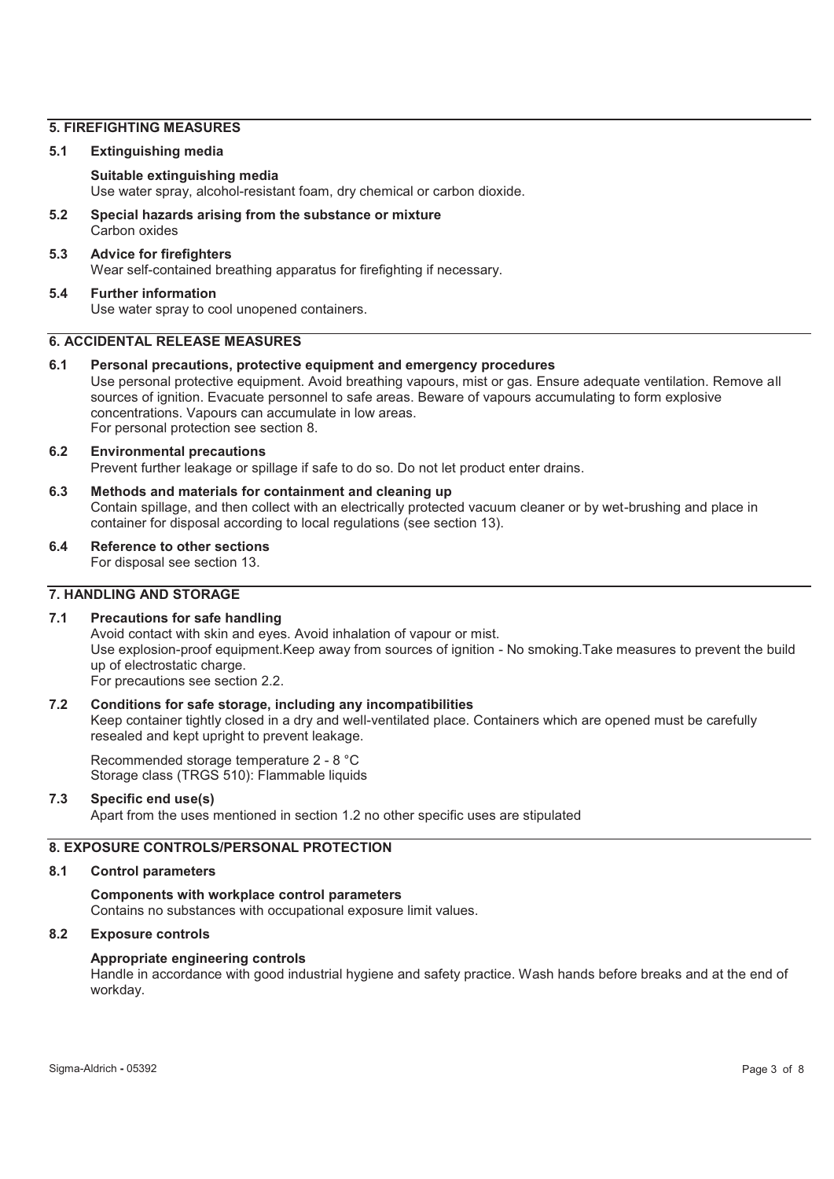## 5. FIREFIGHTING MEASURES

### 5.1 Extinguishing media

**Suitable extinguishing media**
Use water spray, alcohol-resistant foam, dry chemical or carbon dioxide.

### 5.2 Special hazards arising from the substance or mixture

Carbon oxides

### 5.3 Advice for firefighters

Wear self-contained breathing apparatus for firefighting if necessary.

### 5.4 Further information

Use water spray to cool unopened containers.

## 6. ACCIDENTAL RELEASE MEASURES

### 6.1 Personal precautions, protective equipment and emergency procedures

Use personal protective equipment. Avoid breathing vapours, mist or gas. Ensure adequate ventilation. Remove all sources of ignition. Evacuate personnel to safe areas. Beware of vapours accumulating to form explosive concentrations. Vapours can accumulate in low areas.
For personal protection see section 8.

### 6.2 Environmental precautions

Prevent further leakage or spillage if safe to do so. Do not let product enter drains.

### 6.3 Methods and materials for containment and cleaning up

Contain spillage, and then collect with an electrically protected vacuum cleaner or by wet-brushing and place in container for disposal according to local regulations (see section 13).

### 6.4 Reference to other sections

For disposal see section 13.

## 7. HANDLING AND STORAGE

### 7.1 Precautions for safe handling

Avoid contact with skin and eyes. Avoid inhalation of vapour or mist.
Use explosion-proof equipment.Keep away from sources of ignition - No smoking.Take measures to prevent the build up of electrostatic charge.
For precautions see section 2.2.

### 7.2 Conditions for safe storage, including any incompatibilities

Keep container tightly closed in a dry and well-ventilated place. Containers which are opened must be carefully resealed and kept upright to prevent leakage.

Recommended storage temperature 2 - 8 °C
Storage class (TRGS 510): Flammable liquids

### 7.3 Specific end use(s)

Apart from the uses mentioned in section 1.2 no other specific uses are stipulated

## 8. EXPOSURE CONTROLS/PERSONAL PROTECTION

### 8.1 Control parameters

**Components with workplace control parameters**
Contains no substances with occupational exposure limit values.

### 8.2 Exposure controls

**Appropriate engineering controls**
Handle in accordance with good industrial hygiene and safety practice. Wash hands before breaks and at the end of workday.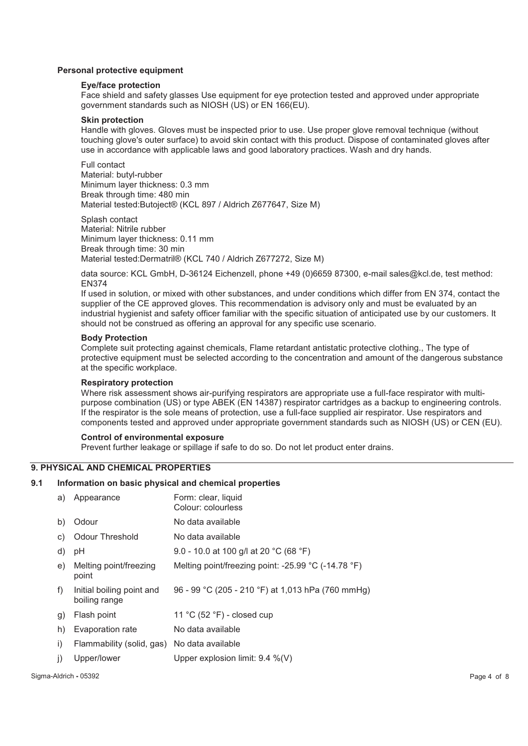### Personal protective equipment

**Eye/face protection**

Face shield and safety glasses Use equipment for eye protection tested and approved under appropriate government standards such as NIOSH (US) or EN 166(EU).

**Skin protection**

Handle with gloves. Gloves must be inspected prior to use. Use proper glove removal technique (without touching glove's outer surface) to avoid skin contact with this product. Dispose of contaminated gloves after use in accordance with applicable laws and good laboratory practices. Wash and dry hands.

Full contact
Material: butyl-rubber
Minimum layer thickness: 0.3 mm
Break through time: 480 min
Material tested:Butoject® (KCL 897 / Aldrich Z677647, Size M)

Splash contact
Material: Nitrile rubber
Minimum layer thickness: 0.11 mm
Break through time: 30 min
Material tested:Dermatril® (KCL 740 / Aldrich Z677272, Size M)

data source: KCL GmbH, D-36124 Eichenzell, phone +49 (0)6659 87300, e-mail sales@kcl.de, test method: EN374
If used in solution, or mixed with other substances, and under conditions which differ from EN 374, contact the supplier of the CE approved gloves. This recommendation is advisory only and must be evaluated by an industrial hygienist and safety officer familiar with the specific situation of anticipated use by our customers. It should not be construed as offering an approval for any specific use scenario.

**Body Protection**

Complete suit protecting against chemicals, Flame retardant antistatic protective clothing., The type of protective equipment must be selected according to the concentration and amount of the dangerous substance at the specific workplace.

**Respiratory protection**

Where risk assessment shows air-purifying respirators are appropriate use a full-face respirator with multi-purpose combination (US) or type ABEK (EN 14387) respirator cartridges as a backup to engineering controls. If the respirator is the sole means of protection, use a full-face supplied air respirator. Use respirators and components tested and approved under appropriate government standards such as NIOSH (US) or CEN (EU).

**Control of environmental exposure**

Prevent further leakage or spillage if safe to do so. Do not let product enter drains.

## 9. PHYSICAL AND CHEMICAL PROPERTIES

### 9.1 Information on basic physical and chemical properties

| | | |
|---|---|---|
| a) | Appearance | Form: clear, liquid<br>Colour: colourless |
| b) | Odour | No data available |
| c) | Odour Threshold | No data available |
| d) | pH | 9.0 - 10.0 at 100 g/l at 20 °C (68 °F) |
| e) | Melting point/freezing point | Melting point/freezing point: -25.99 °C (-14.78 °F) |
| f) | Initial boiling point and boiling range | 96 - 99 °C (205 - 210 °F) at 1,013 hPa (760 mmHg) |
| g) | Flash point | 11 °C (52 °F) - closed cup |
| h) | Evaporation rate | No data available |
| i) | Flammability (solid, gas) | No data available |
| j) | Upper/lower | Upper explosion limit: 9.4 %(V) |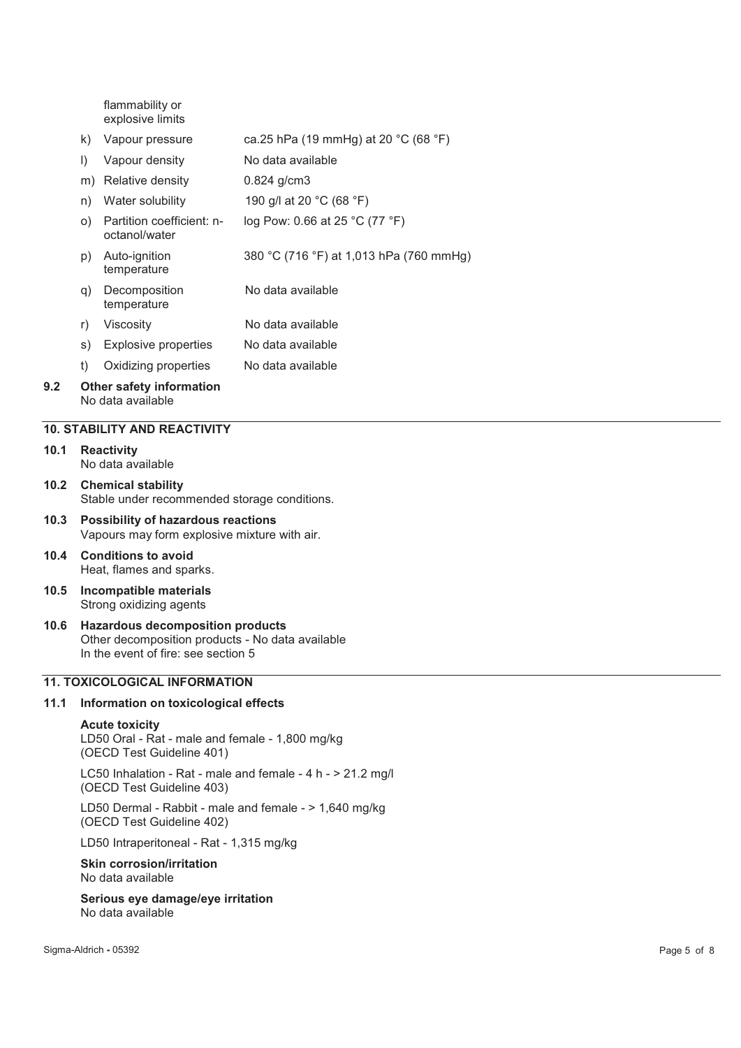| | | |
|---|---|---|
| | flammability or explosive limits | |
| k) | Vapour pressure | ca.25 hPa (19 mmHg) at 20 °C (68 °F) |
| l) | Vapour density | No data available |
| m) | Relative density | 0.824 g/cm3 |
| n) | Water solubility | 190 g/l at 20 °C (68 °F) |
| o) | Partition coefficient: n-octanol/water | log Pow: 0.66 at 25 °C (77 °F) |
| p) | Auto-ignition temperature | 380 °C (716 °F) at 1,013 hPa (760 mmHg) |
| q) | Decomposition temperature | No data available |
| r) | Viscosity | No data available |
| s) | Explosive properties | No data available |
| t) | Oxidizing properties | No data available |

**9.2 Other safety information**
No data available

## 10. STABILITY AND REACTIVITY

**10.1 Reactivity**
No data available

**10.2 Chemical stability**
Stable under recommended storage conditions.

**10.3 Possibility of hazardous reactions**
Vapours may form explosive mixture with air.

**10.4 Conditions to avoid**
Heat, flames and sparks.

**10.5 Incompatible materials**
Strong oxidizing agents

**10.6 Hazardous decomposition products**
Other decomposition products - No data available
In the event of fire: see section 5

## 11. TOXICOLOGICAL INFORMATION

**11.1 Information on toxicological effects**

**Acute toxicity**
LD50 Oral - Rat - male and female - 1,800 mg/kg
(OECD Test Guideline 401)

LC50 Inhalation - Rat - male and female - 4 h - > 21.2 mg/l
(OECD Test Guideline 403)

LD50 Dermal - Rabbit - male and female - > 1,640 mg/kg
(OECD Test Guideline 402)

LD50 Intraperitoneal - Rat - 1,315 mg/kg

**Skin corrosion/irritation**
No data available

**Serious eye damage/eye irritation**
No data available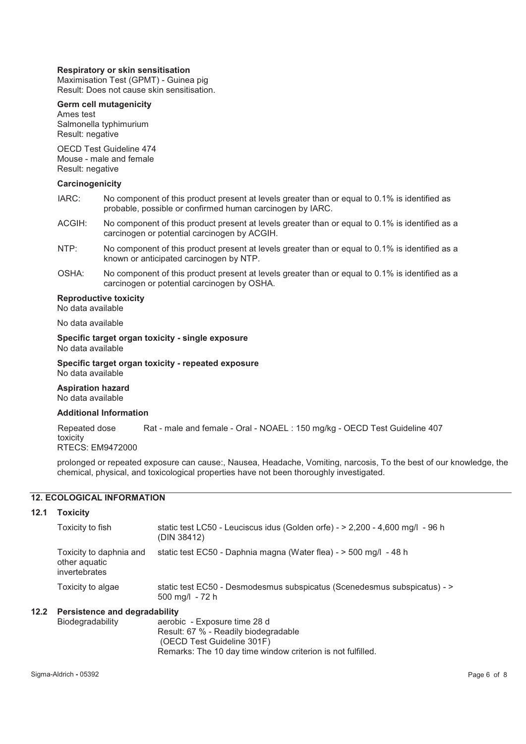**Respiratory or skin sensitisation**
Maximisation Test (GPMT) - Guinea pig
Result: Does not cause skin sensitisation.

**Germ cell mutagenicity**
Ames test
Salmonella typhimurium
Result: negative

OECD Test Guideline 474
Mouse - male and female
Result: negative

**Carcinogenicity**

| | |
|---|---|
| IARC: | No component of this product present at levels greater than or equal to 0.1% is identified as probable, possible or confirmed human carcinogen by IARC. |
| ACGIH: | No component of this product present at levels greater than or equal to 0.1% is identified as a carcinogen or potential carcinogen by ACGIH. |
| NTP: | No component of this product present at levels greater than or equal to 0.1% is identified as a known or anticipated carcinogen by NTP. |
| OSHA: | No component of this product present at levels greater than or equal to 0.1% is identified as a carcinogen or potential carcinogen by OSHA. |

**Reproductive toxicity**
No data available

No data available

**Specific target organ toxicity - single exposure**
No data available

**Specific target organ toxicity - repeated exposure**
No data available

**Aspiration hazard**
No data available

**Additional Information**

| | |
|---|---|
| Repeated dose toxicity | Rat - male and female - Oral - NOAEL : 150 mg/kg - OECD Test Guideline 407 |

RTECS: EM9472000

prolonged or repeated exposure can cause:, Nausea, Headache, Vomiting, narcosis, To the best of our knowledge, the chemical, physical, and toxicological properties have not been thoroughly investigated.

## 12. ECOLOGICAL INFORMATION

### 12.1 Toxicity

| | |
|---|---|
| Toxicity to fish | static test LC50 - Leuciscus idus (Golden orfe) - > 2,200 - 4,600 mg/l - 96 h (DIN 38412) |
| Toxicity to daphnia and other aquatic invertebrates | static test EC50 - Daphnia magna (Water flea) - > 500 mg/l - 48 h |
| Toxicity to algae | static test EC50 - Desmodesmus subspicatus (Scenedesmus subspicatus) - > 500 mg/l - 72 h |

### 12.2 Persistence and degradability

| | |
|---|---|
| Biodegradability | aerobic - Exposure time 28 d<br>Result: 67 % - Readily biodegradable<br>(OECD Test Guideline 301F)<br>Remarks: The 10 day time window criterion is not fulfilled. |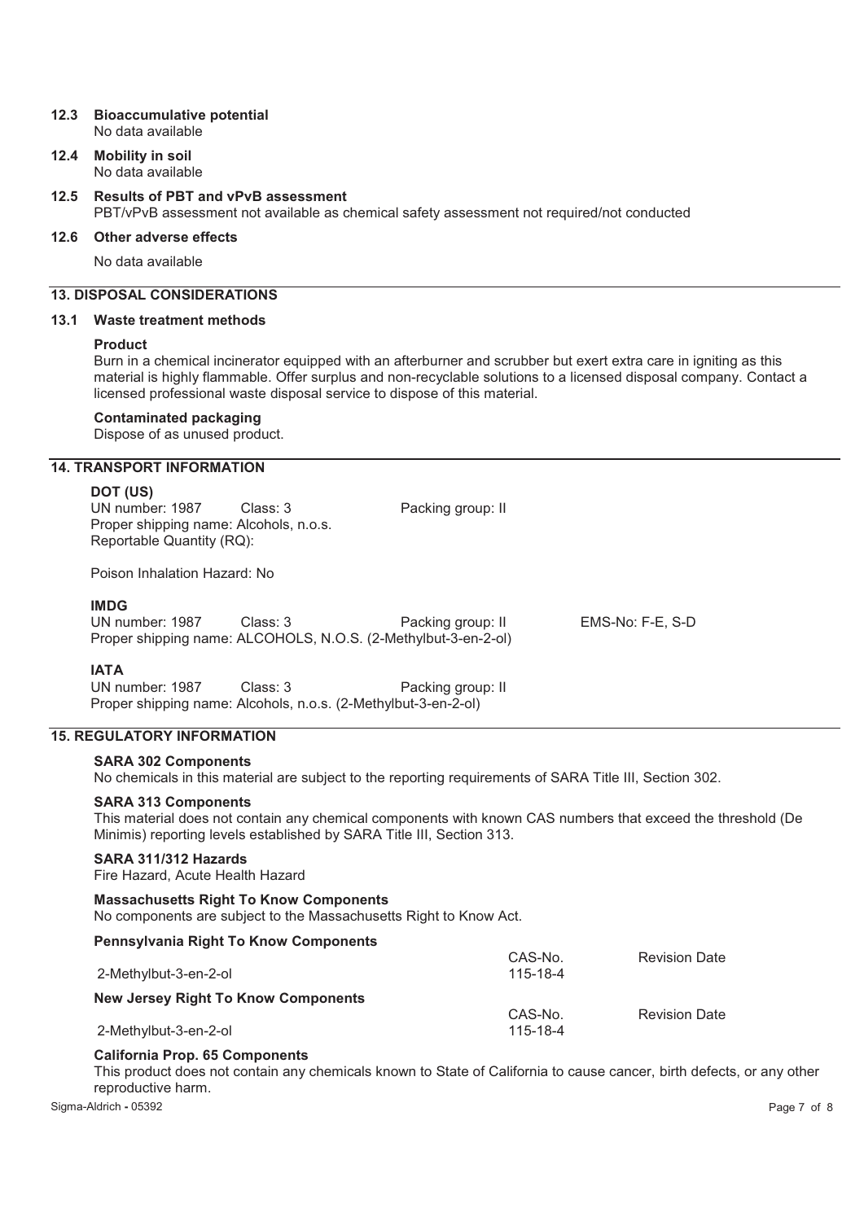### 12.3 Bioaccumulative potential

No data available

### 12.4 Mobility in soil

No data available

### 12.5 Results of PBT and vPvB assessment

PBT/vPvB assessment not available as chemical safety assessment not required/not conducted

### 12.6 Other adverse effects

No data available

## 13. DISPOSAL CONSIDERATIONS

### 13.1 Waste treatment methods

**Product**

Burn in a chemical incinerator equipped with an afterburner and scrubber but exert extra care in igniting as this material is highly flammable. Offer surplus and non-recyclable solutions to a licensed disposal company. Contact a licensed professional waste disposal service to dispose of this material.

**Contaminated packaging**

Dispose of as unused product.

## 14. TRANSPORT INFORMATION

**DOT (US)**

UN number: 1987 Class: 3 Packing group: II
Proper shipping name: Alcohols, n.o.s.
Reportable Quantity (RQ):

Poison Inhalation Hazard: No

**IMDG**

UN number: 1987 Class: 3 Packing group: II EMS-No: F-E, S-D
Proper shipping name: ALCOHOLS, N.O.S. (2-Methylbut-3-en-2-ol)

**IATA**

UN number: 1987 Class: 3 Packing group: II
Proper shipping name: Alcohols, n.o.s. (2-Methylbut-3-en-2-ol)

## 15. REGULATORY INFORMATION

**SARA 302 Components**

No chemicals in this material are subject to the reporting requirements of SARA Title III, Section 302.

**SARA 313 Components**

This material does not contain any chemical components with known CAS numbers that exceed the threshold (De Minimis) reporting levels established by SARA Title III, Section 313.

**SARA 311/312 Hazards**

Fire Hazard, Acute Health Hazard

**Massachusetts Right To Know Components**

No components are subject to the Massachusetts Right to Know Act.

**Pennsylvania Right To Know Components**

| | CAS-No. | Revision Date |
|---|---|---|
| 2-Methylbut-3-en-2-ol | 115-18-4 | |

**New Jersey Right To Know Components**

| | CAS-No. | Revision Date |
|---|---|---|
| 2-Methylbut-3-en-2-ol | 115-18-4 | |

**California Prop. 65 Components**

This product does not contain any chemicals known to State of California to cause cancer, birth defects, or any other reproductive harm.

Sigma-Aldrich - 05392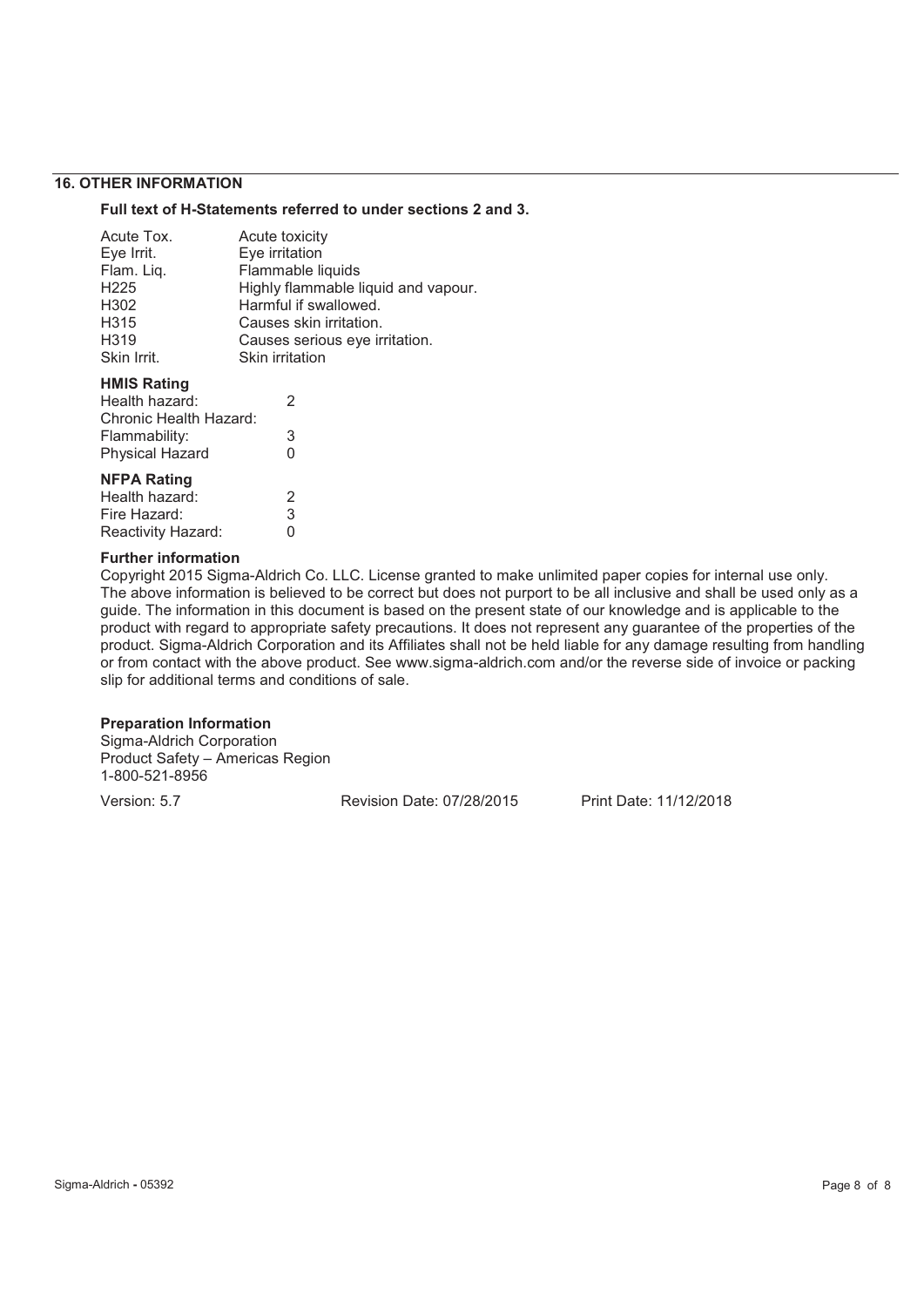## 16. OTHER INFORMATION

**Full text of H-Statements referred to under sections 2 and 3.**

| | |
|---|---|
| Acute Tox. | Acute toxicity |
| Eye Irrit. | Eye irritation |
| Flam. Liq. | Flammable liquids |
| H225 | Highly flammable liquid and vapour. |
| H302 | Harmful if swallowed. |
| H315 | Causes skin irritation. |
| H319 | Causes serious eye irritation. |
| Skin Irrit. | Skin irritation |

**HMIS Rating**

| | |
|---|---|
| Health hazard: | 2 |
| Chronic Health Hazard: | |
| Flammability: | 3 |
| Physical Hazard | 0 |

**NFPA Rating**

| | |
|---|---|
| Health hazard: | 2 |
| Fire Hazard: | 3 |
| Reactivity Hazard: | 0 |

**Further information**

Copyright 2015 Sigma-Aldrich Co. LLC. License granted to make unlimited paper copies for internal use only. The above information is believed to be correct but does not purport to be all inclusive and shall be used only as a guide. The information in this document is based on the present state of our knowledge and is applicable to the product with regard to appropriate safety precautions. It does not represent any guarantee of the properties of the product. Sigma-Aldrich Corporation and its Affiliates shall not be held liable for any damage resulting from handling or from contact with the above product. See www.sigma-aldrich.com and/or the reverse side of invoice or packing slip for additional terms and conditions of sale.

**Preparation Information**

Sigma-Aldrich Corporation
Product Safety – Americas Region
1-800-521-8956

Version: 5.7 Revision Date: 07/28/2015 Print Date: 11/12/2018